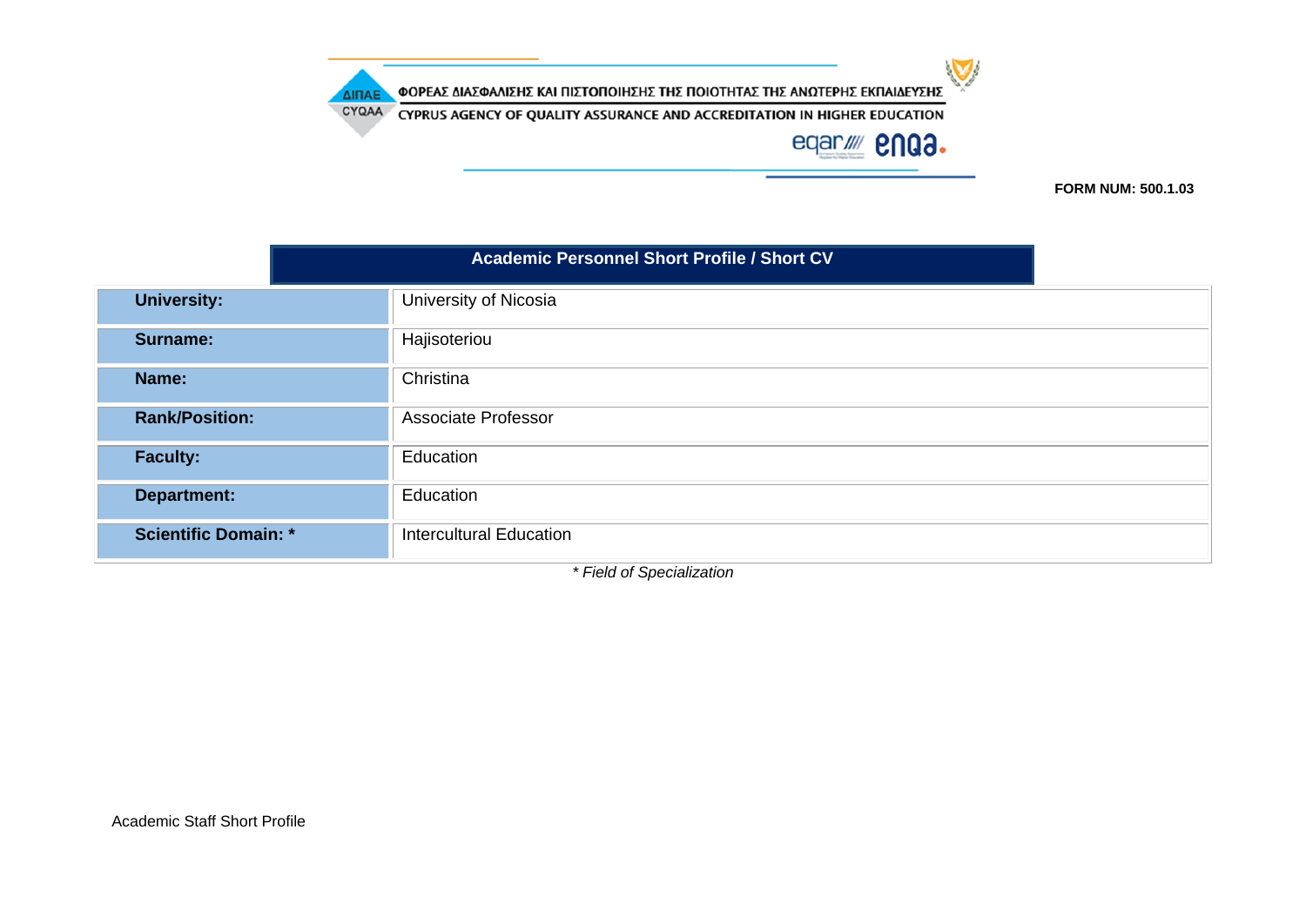ΦΟΡΕΑΣ ΔΙΑΣΦΑΛΙΣΗΣ ΚΑΙ ΠΙΣΤΟΠΟΙΗΣΗΣ ΤΗΣ ΠΟΙΟΤΗΤΑΣ ΤΗΣ ΑΝΩΤΕΡΗΣ ΕΚΠΑΙΔΕΥΣΗΣ

CYPRUS AGENCY OF QUALITY ASSURANCE AND ACCREDITATION IN HIGHER EDUCATION

**FORM NUM: 500.1.03**

## Academic Personnel Short Profile / Short CV

| | |
|---|---|
| **University:** | University of Nicosia |
| **Surname:** | Hajisoteriou |
| **Name:** | Christina |
| **Rank/Position:** | Associate Professor |
| **Faculty:** | Education |
| **Department:** | Education |
| **Scientific Domain: *** | Intercultural Education |

*\* Field of Specialization*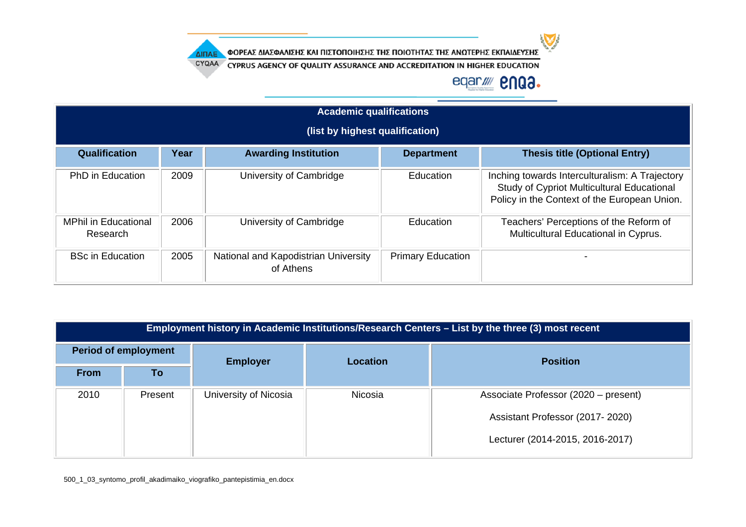| Academic qualifications (list by highest qualification) | | | | |
|---|---|---|---|---|
| **Qualification** | **Year** | **Awarding Institution** | **Department** | **Thesis title (Optional Entry)** |
| PhD in Education | 2009 | University of Cambridge | Education | Inching towards Interculturalism: A Trajectory Study of Cypriot Multicultural Educational Policy in the Context of the European Union. |
| MPhil in Educational Research | 2006 | University of Cambridge | Education | Teachers' Perceptions of the Reform of Multicultural Educational in Cyprus. |
| BSc in Education | 2005 | National and Kapodistrian University of Athens | Primary Education | - |

| Employment history in Academic Institutions/Research Centers – List by the three (3) most recent | | | | |
|---|---|---|---|---|
| **Period of employment** | | **Employer** | **Location** | **Position** |
| **From** | **To** | | | |
| 2010 | Present | University of Nicosia | Nicosia | Associate Professor (2020 – present)<br>Assistant Professor (2017- 2020)<br>Lecturer (2014-2015, 2016-2017) |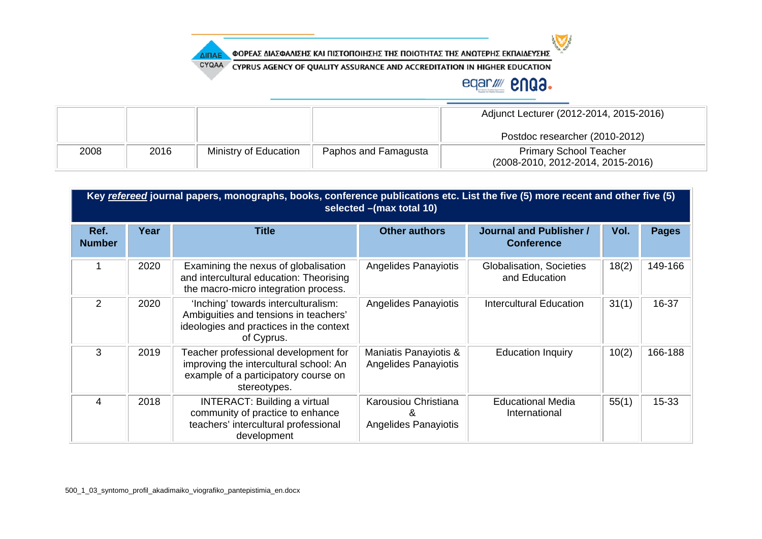| | | | | |
|---|---|---|---|---|
| | | | | Adjunct Lecturer (2012-2014, 2015-2016)<br><br>Postdoc researcher (2010-2012) |
| 2008 | 2016 | Ministry of Education | Paphos and Famagusta | Primary School Teacher<br>(2008-2010, 2012-2014, 2015-2016) |

**Key *refereed* journal papers, monographs, books, conference publications etc. List the five (5) more recent and other five (5) selected –(max total 10)**

| Ref. Number | Year | Title | Other authors | Journal and Publisher / Conference | Vol. | Pages |
|---|---|---|---|---|---|---|
| 1 | 2020 | Examining the nexus of globalisation and intercultural education: Theorising the macro-micro integration process. | Angelides Panayiotis | Globalisation, Societies and Education | 18(2) | 149-166 |
| 2 | 2020 | 'Inching' towards interculturalism: Ambiguities and tensions in teachers' ideologies and practices in the context of Cyprus. | Angelides Panayiotis | Intercultural Education | 31(1) | 16-37 |
| 3 | 2019 | Teacher professional development for improving the intercultural school: An example of a participatory course on stereotypes. | Maniatis Panayiotis & Angelides Panayiotis | Education Inquiry | 10(2) | 166-188 |
| 4 | 2018 | INTERACT: Building a virtual community of practice to enhance teachers' intercultural professional development | Karousiou Christiana & Angelides Panayiotis | Educational Media International | 55(1) | 15-33 |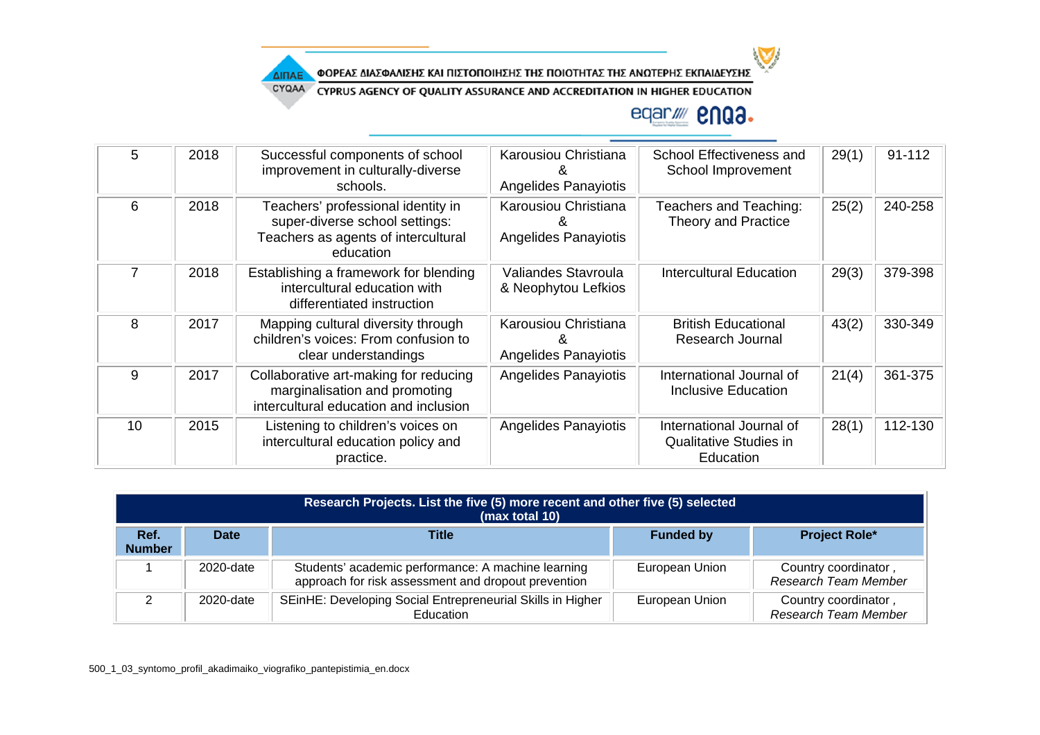| 5 | 2018 | Successful components of school improvement in culturally-diverse schools. | Karousiou Christiana & Angelides Panayiotis | School Effectiveness and School Improvement | 29(1) | 91-112 |
|---|---|---|---|---|---|---|
| 6 | 2018 | Teachers' professional identity in super-diverse school settings: Teachers as agents of intercultural education | Karousiou Christiana & Angelides Panayiotis | Teachers and Teaching: Theory and Practice | 25(2) | 240-258 |
| 7 | 2018 | Establishing a framework for blending intercultural education with differentiated instruction | Valiandes Stavroula & Neophytou Lefkios | Intercultural Education | 29(3) | 379-398 |
| 8 | 2017 | Mapping cultural diversity through children's voices: From confusion to clear understandings | Karousiou Christiana & Angelides Panayiotis | British Educational Research Journal | 43(2) | 330-349 |
| 9 | 2017 | Collaborative art-making for reducing marginalisation and promoting intercultural education and inclusion | Angelides Panayiotis | International Journal of Inclusive Education | 21(4) | 361-375 |
| 10 | 2015 | Listening to children's voices on intercultural education policy and practice. | Angelides Panayiotis | International Journal of Qualitative Studies in Education | 28(1) | 112-130 |

| **Research Projects. List the five (5) more recent and other five (5) selected (max total 10)** | | | | |
|---|---|---|---|---|
| **Ref. Number** | **Date** | **Title** | **Funded by** | **Project Role*** |
| 1 | 2020-date | Students' academic performance: A machine learning approach for risk assessment and dropout prevention | European Union | Country coordinator , *Research Team Member* |
| 2 | 2020-date | SEinHE: Developing Social Entrepreneurial Skills in Higher Education | European Union | Country coordinator , *Research Team Member* |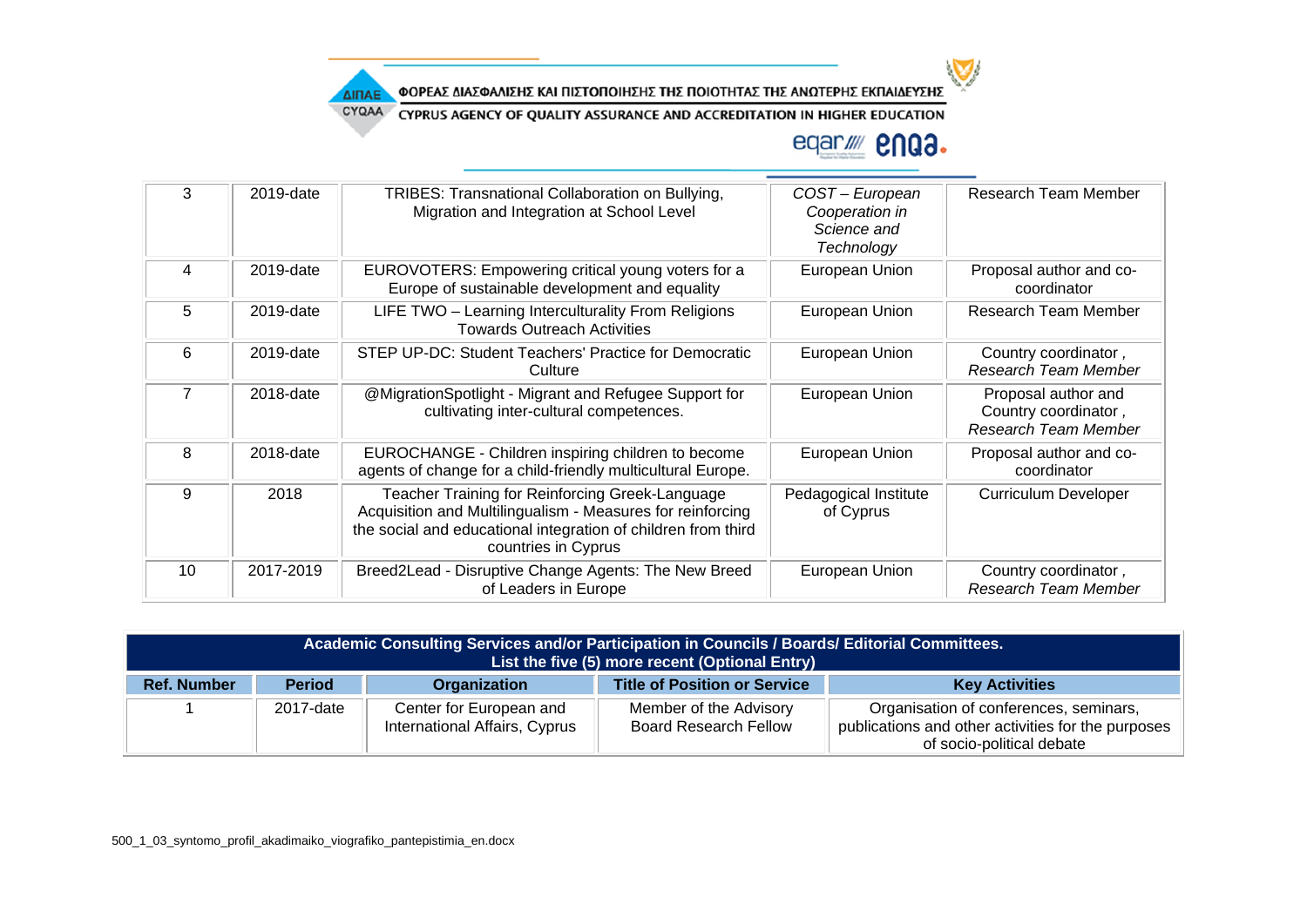| 3 | 2019-date | TRIBES: Transnational Collaboration on Bullying, Migration and Integration at School Level | *COST – European Cooperation in Science and Technology* | Research Team Member |
|---|---|---|---|---|
| 4 | 2019-date | EUROVOTERS: Empowering critical young voters for a Europe of sustainable development and equality | European Union | Proposal author and co-coordinator |
| 5 | 2019-date | LIFE TWO – Learning Interculturality From Religions Towards Outreach Activities | European Union | Research Team Member |
| 6 | 2019-date | STEP UP-DC: Student Teachers' Practice for Democratic Culture | European Union | Country coordinator , *Research Team Member* |
| 7 | 2018-date | @MigrationSpotlight - Migrant and Refugee Support for cultivating inter-cultural competences. | European Union | Proposal author and Country coordinator , *Research Team Member* |
| 8 | 2018-date | EUROCHANGE - Children inspiring children to become agents of change for a child-friendly multicultural Europe. | European Union | Proposal author and co-coordinator |
| 9 | 2018 | Teacher Training for Reinforcing Greek-Language Acquisition and Multilingualism - Measures for reinforcing the social and educational integration of children from third countries in Cyprus | Pedagogical Institute of Cyprus | Curriculum Developer |
| 10 | 2017-2019 | Breed2Lead - Disruptive Change Agents: The New Breed of Leaders in Europe | European Union | Country coordinator , *Research Team Member* |

| **Academic Consulting Services and/or Participation in Councils / Boards/ Editorial Committees. List the five (5) more recent (Optional Entry)** | | | | |
|---|---|---|---|---|
| **Ref. Number** | **Period** | **Organization** | **Title of Position or Service** | **Key Activities** |
| 1 | 2017-date | Center for European and International Affairs, Cyprus | Member of the Advisory Board Research Fellow | Organisation of conferences, seminars, publications and other activities for the purposes of socio-political debate |

500_1_03_syntomo_profil_akadimaiko_viografiko_pantepistimia_en.docx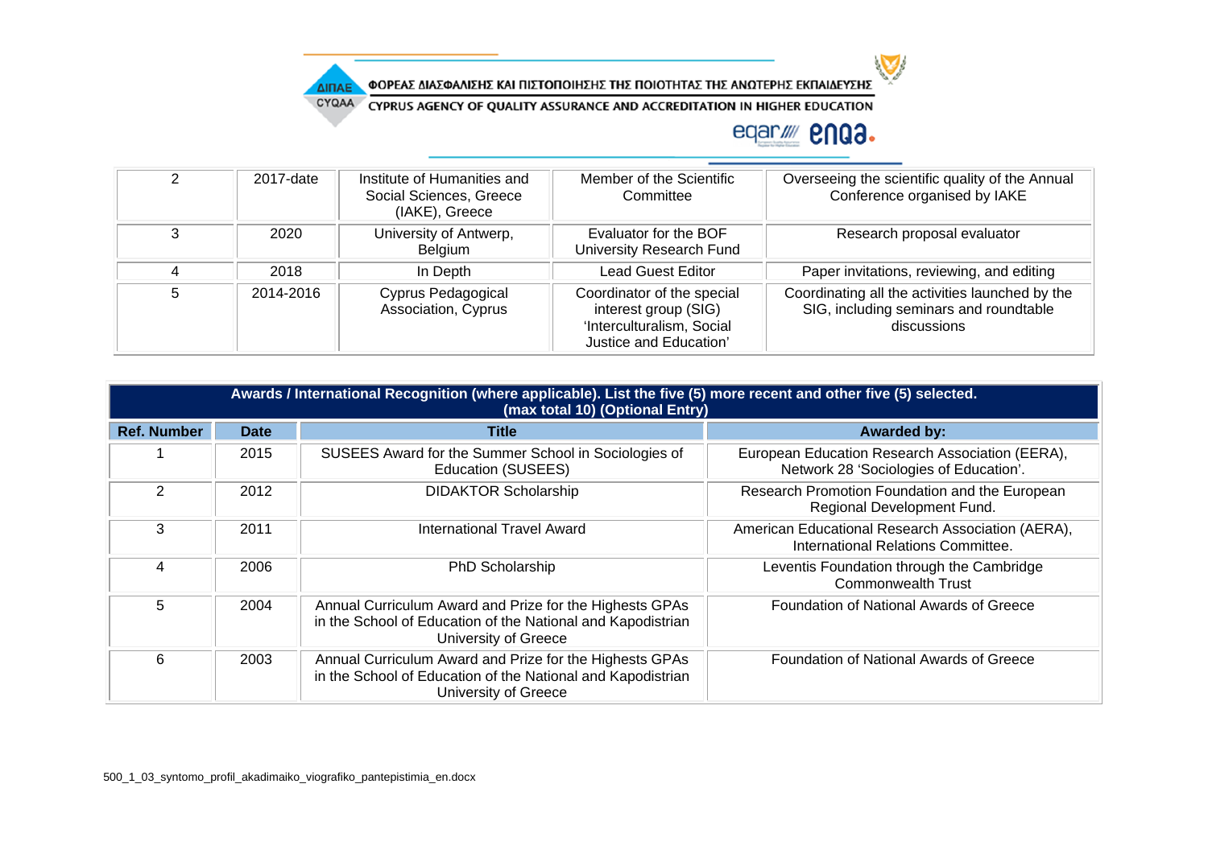| 2 | 2017-date | Institute of Humanities and Social Sciences, Greece (IAKE), Greece | Member of the Scientific Committee | Overseeing the scientific quality of the Annual Conference organised by IAKE |
|---|---|---|---|---|
| 3 | 2020 | University of Antwerp, Belgium | Evaluator for the BOF University Research Fund | Research proposal evaluator |
| 4 | 2018 | In Depth | Lead Guest Editor | Paper invitations, reviewing, and editing |
| 5 | 2014-2016 | Cyprus Pedagogical Association, Cyprus | Coordinator of the special interest group (SIG) 'Interculturalism, Social Justice and Education' | Coordinating all the activities launched by the SIG, including seminars and roundtable discussions |

**Awards / International Recognition (where applicable). List the five (5) more recent and other five (5) selected. (max total 10) (Optional Entry)**

| Ref. Number | Date | Title | Awarded by: |
|---|---|---|---|
| 1 | 2015 | SUSEES Award for the Summer School in Sociologies of Education (SUSEES) | European Education Research Association (EERA), Network 28 'Sociologies of Education'. |
| 2 | 2012 | DIDAKTOR Scholarship | Research Promotion Foundation and the European Regional Development Fund. |
| 3 | 2011 | International Travel Award | American Educational Research Association (AERA), International Relations Committee. |
| 4 | 2006 | PhD Scholarship | Leventis Foundation through the Cambridge Commonwealth Trust |
| 5 | 2004 | Annual Curriculum Award and Prize for the Highests GPAs in the School of Education of the National and Kapodistrian University of Greece | Foundation of National Awards of Greece |
| 6 | 2003 | Annual Curriculum Award and Prize for the Highests GPAs in the School of Education of the National and Kapodistrian University of Greece | Foundation of National Awards of Greece |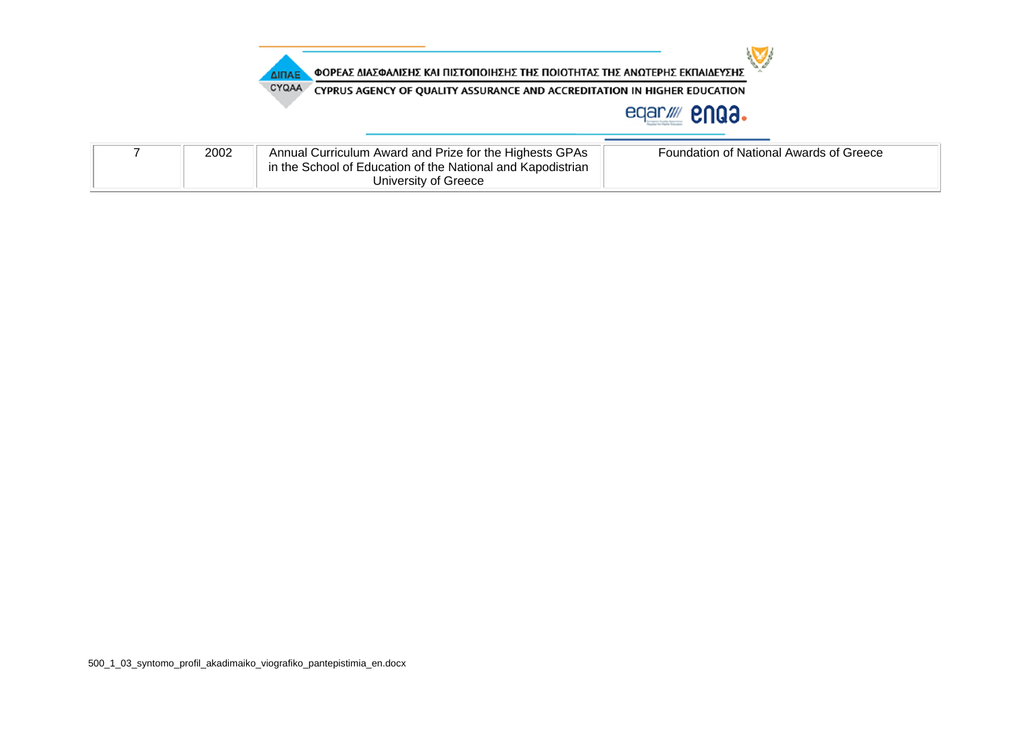| | | | |
|---|---|---|---|
| 7 | 2002 | Annual Curriculum Award and Prize for the Highests GPAs in the School of Education of the National and Kapodistrian University of Greece | Foundation of National Awards of Greece |